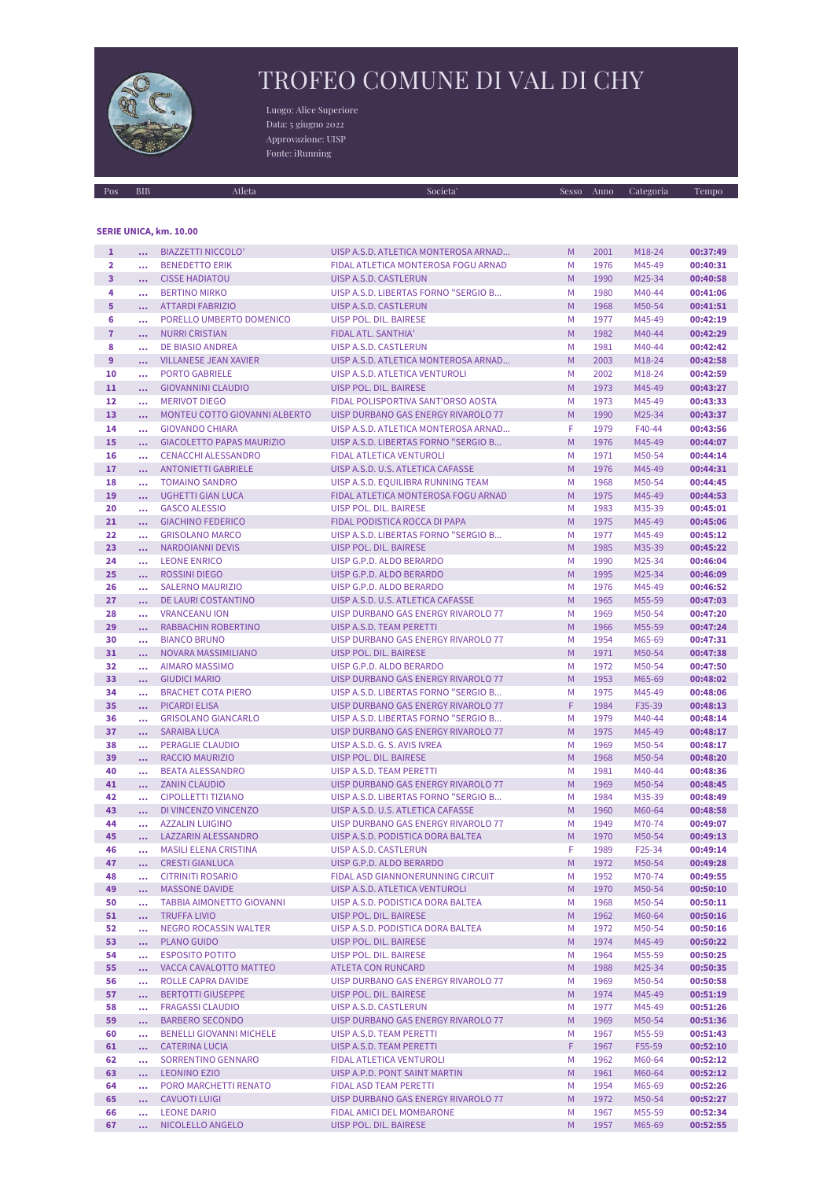# TROFEO COMUNE DI VAL DI CHY

Luogo: Alice Superiore
Data: 5 giugno 2022
Approvazione: UISP
Fonte: iRunning

**SERIE UNICA, km. 10.00**

| Pos | BIB | Atleta | Societa' | Sesso | Anno | Categoria | Tempo |
|---|---|---|---|---|---|---|---|
| 1 | ... | BIAZZETTI NICCOLO' | UISP A.S.D. ATLETICA MONTEROSA ARNAD... | M | 2001 | M18-24 | 00:37:49 |
| 2 | ... | BENEDETTO ERIK | FIDAL ATLETICA MONTEROSA FOGU ARNAD | M | 1976 | M45-49 | 00:40:31 |
| 3 | ... | CISSE HADIATOU | UISP A.S.D. CASTLERUN | M | 1990 | M25-34 | 00:40:58 |
| 4 | ... | BERTINO MIRKO | UISP A.S.D. LIBERTAS FORNO "SERGIO B... | M | 1980 | M40-44 | 00:41:06 |
| 5 | ... | ATTARDI FABRIZIO | UISP A.S.D. CASTLERUN | M | 1968 | M50-54 | 00:41:51 |
| 6 | ... | PORELLO UMBERTO DOMENICO | UISP POL. DIL. BAIRESE | M | 1977 | M45-49 | 00:42:19 |
| 7 | ... | NURRI CRISTIAN | FIDAL ATL. SANTHIA' | M | 1982 | M40-44 | 00:42:29 |
| 8 | ... | DE BIASIO ANDREA | UISP A.S.D. CASTLERUN | M | 1981 | M40-44 | 00:42:42 |
| 9 | ... | VILLANESE JEAN XAVIER | UISP A.S.D. ATLETICA MONTEROSA ARNAD... | M | 2003 | M18-24 | 00:42:58 |
| 10 | ... | PORTO GABRIELE | UISP A.S.D. ATLETICA VENTUROLI | M | 2002 | M18-24 | 00:42:59 |
| 11 | ... | GIOVANNINI CLAUDIO | UISP POL. DIL. BAIRESE | M | 1973 | M45-49 | 00:43:27 |
| 12 | ... | MERIVOT DIEGO | FIDAL POLISPORTIVA SANT'ORSO AOSTA | M | 1973 | M45-49 | 00:43:33 |
| 13 | ... | MONTEU COTTO GIOVANNI ALBERTO | UISP DURBANO GAS ENERGY RIVAROLO 77 | M | 1990 | M25-34 | 00:43:37 |
| 14 | ... | GIOVANDO CHIARA | UISP A.S.D. ATLETICA MONTEROSA ARNAD... | F | 1979 | F40-44 | 00:43:56 |
| 15 | ... | GIACOLETTO PAPAS MAURIZIO | UISP A.S.D. LIBERTAS FORNO "SERGIO B... | M | 1976 | M45-49 | 00:44:07 |
| 16 | ... | CENACCHI ALESSANDRO | FIDAL ATLETICA VENTUROLI | M | 1971 | M50-54 | 00:44:14 |
| 17 | ... | ANTONIETTI GABRIELE | UISP A.S.D. U.S. ATLETICA CAFASSE | M | 1976 | M45-49 | 00:44:31 |
| 18 | ... | TOMAINO SANDRO | UISP A.S.D. EQUILIBRA RUNNING TEAM | M | 1968 | M50-54 | 00:44:45 |
| 19 | ... | UGHETTI GIAN LUCA | FIDAL ATLETICA MONTEROSA FOGU ARNAD | M | 1975 | M45-49 | 00:44:53 |
| 20 | ... | GASCO ALESSIO | UISP POL. DIL. BAIRESE | M | 1983 | M35-39 | 00:45:01 |
| 21 | ... | GIACHINO FEDERICO | FIDAL PODISTICA ROCCA DI PAPA | M | 1975 | M45-49 | 00:45:06 |
| 22 | ... | GRISOLANO MARCO | UISP A.S.D. LIBERTAS FORNO "SERGIO B... | M | 1977 | M45-49 | 00:45:12 |
| 23 | ... | NARDOIANNI DEVIS | UISP POL. DIL. BAIRESE | M | 1985 | M35-39 | 00:45:22 |
| 24 | ... | LEONE ENRICO | UISP G.P.D. ALDO BERARDO | M | 1990 | M25-34 | 00:46:04 |
| 25 | ... | ROSSINI DIEGO | UISP G.P.D. ALDO BERARDO | M | 1995 | M25-34 | 00:46:09 |
| 26 | ... | SALERNO MAURIZIO | UISP G.P.D. ALDO BERARDO | M | 1976 | M45-49 | 00:46:52 |
| 27 | ... | DE LAURI COSTANTINO | UISP A.S.D. U.S. ATLETICA CAFASSE | M | 1965 | M55-59 | 00:47:03 |
| 28 | ... | VRANCEANU ION | UISP DURBANO GAS ENERGY RIVAROLO 77 | M | 1969 | M50-54 | 00:47:20 |
| 29 | ... | RABBACHIN ROBERTINO | UISP A.S.D. TEAM PERETTI | M | 1966 | M55-59 | 00:47:24 |
| 30 | ... | BIANCO BRUNO | UISP DURBANO GAS ENERGY RIVAROLO 77 | M | 1954 | M65-69 | 00:47:31 |
| 31 | ... | NOVARA MASSIMILIANO | UISP POL. DIL. BAIRESE | M | 1971 | M50-54 | 00:47:38 |
| 32 | ... | AIMARO MASSIMO | UISP G.P.D. ALDO BERARDO | M | 1972 | M50-54 | 00:47:50 |
| 33 | ... | GIUDICI MARIO | UISP DURBANO GAS ENERGY RIVAROLO 77 | M | 1953 | M65-69 | 00:48:02 |
| 34 | ... | BRACHET COTA PIERO | UISP A.S.D. LIBERTAS FORNO "SERGIO B... | M | 1975 | M45-49 | 00:48:06 |
| 35 | ... | PICARDI ELISA | UISP DURBANO GAS ENERGY RIVAROLO 77 | F | 1984 | F35-39 | 00:48:13 |
| 36 | ... | GRISOLANO GIANCARLO | UISP A.S.D. LIBERTAS FORNO "SERGIO B... | M | 1979 | M40-44 | 00:48:14 |
| 37 | ... | SARAIBA LUCA | UISP DURBANO GAS ENERGY RIVAROLO 77 | M | 1975 | M45-49 | 00:48:17 |
| 38 | ... | PERAGLIE CLAUDIO | UISP A.S.D. G. S. AVIS IVREA | M | 1969 | M50-54 | 00:48:17 |
| 39 | ... | RACCIO MAURIZIO | UISP POL. DIL. BAIRESE | M | 1968 | M50-54 | 00:48:20 |
| 40 | ... | BEATA ALESSANDRO | UISP A.S.D. TEAM PERETTI | M | 1981 | M40-44 | 00:48:36 |
| 41 | ... | ZANIN CLAUDIO | UISP DURBANO GAS ENERGY RIVAROLO 77 | M | 1969 | M50-54 | 00:48:45 |
| 42 | ... | CIPOLLETTI TIZIANO | UISP A.S.D. LIBERTAS FORNO "SERGIO B... | M | 1984 | M35-39 | 00:48:49 |
| 43 | ... | DI VINCENZO VINCENZO | UISP A.S.D. U.S. ATLETICA CAFASSE | M | 1960 | M60-64 | 00:48:58 |
| 44 | ... | AZZALIN LUIGINO | UISP DURBANO GAS ENERGY RIVAROLO 77 | M | 1949 | M70-74 | 00:49:07 |
| 45 | ... | LAZZARIN ALESSANDRO | UISP A.S.D. PODISTICA DORA BALTEA | M | 1970 | M50-54 | 00:49:13 |
| 46 | ... | MASILI ELENA CRISTINA | UISP A.S.D. CASTLERUN | F | 1989 | F25-34 | 00:49:14 |
| 47 | ... | CRESTI GIANLUCA | UISP G.P.D. ALDO BERARDO | M | 1972 | M50-54 | 00:49:28 |
| 48 | ... | CITRINITI ROSARIO | FIDAL ASD GIANNONERUNNING CIRCUIT | M | 1952 | M70-74 | 00:49:55 |
| 49 | ... | MASSONE DAVIDE | UISP A.S.D. ATLETICA VENTUROLI | M | 1970 | M50-54 | 00:50:10 |
| 50 | ... | TABBIA AIMONETTO GIOVANNI | UISP A.S.D. PODISTICA DORA BALTEA | M | 1968 | M50-54 | 00:50:11 |
| 51 | ... | TRUFFA LIVIO | UISP POL. DIL. BAIRESE | M | 1962 | M60-64 | 00:50:16 |
| 52 | ... | NEGRO ROCASSIN WALTER | UISP A.S.D. PODISTICA DORA BALTEA | M | 1972 | M50-54 | 00:50:16 |
| 53 | ... | PLANO GUIDO | UISP POL. DIL. BAIRESE | M | 1974 | M45-49 | 00:50:22 |
| 54 | ... | ESPOSITO POTITO | UISP POL. DIL. BAIRESE | M | 1964 | M55-59 | 00:50:25 |
| 55 | ... | VACCA CAVALOTTO MATTEO | ATLETA CON RUNCARD | M | 1988 | M25-34 | 00:50:35 |
| 56 | ... | ROLLE CAPRA DAVIDE | UISP DURBANO GAS ENERGY RIVAROLO 77 | M | 1969 | M50-54 | 00:50:58 |
| 57 | ... | BERTOTTI GIUSEPPE | UISP POL. DIL. BAIRESE | M | 1974 | M45-49 | 00:51:19 |
| 58 | ... | FRAGASSI CLAUDIO | UISP A.S.D. CASTLERUN | M | 1977 | M45-49 | 00:51:26 |
| 59 | ... | BARBERO SECONDO | UISP DURBANO GAS ENERGY RIVAROLO 77 | M | 1969 | M50-54 | 00:51:36 |
| 60 | ... | BENELLI GIOVANNI MICHELE | UISP A.S.D. TEAM PERETTI | M | 1967 | M55-59 | 00:51:43 |
| 61 | ... | CATERINA LUCIA | UISP A.S.D. TEAM PERETTI | F | 1967 | F55-59 | 00:52:10 |
| 62 | ... | SORRENTINO GENNARO | FIDAL ATLETICA VENTUROLI | M | 1962 | M60-64 | 00:52:12 |
| 63 | ... | LEONINO EZIO | UISP A.P.D. PONT SAINT MARTIN | M | 1961 | M60-64 | 00:52:12 |
| 64 | ... | PORO MARCHETTI RENATO | FIDAL ASD TEAM PERETTI | M | 1954 | M65-69 | 00:52:26 |
| 65 | ... | CAVUOTI LUIGI | UISP DURBANO GAS ENERGY RIVAROLO 77 | M | 1972 | M50-54 | 00:52:27 |
| 66 | ... | LEONE DARIO | FIDAL AMICI DEL MOMBARONE | M | 1967 | M55-59 | 00:52:34 |
| 67 | ... | NICOLELLO ANGELO | UISP POL. DIL. BAIRESE | M | 1957 | M65-69 | 00:52:55 |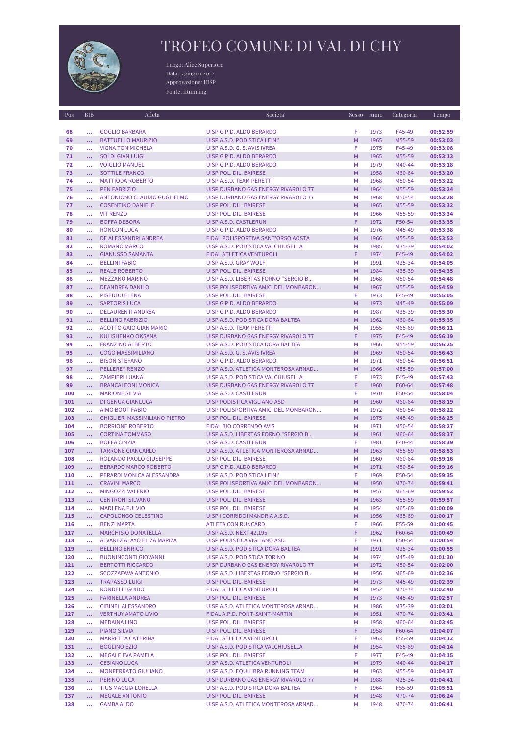# TROFEO COMUNE DI VAL DI CHY

Luogo: Alice Superiore
Data: 5 giugno 2022
Approvazione: UISP
Fonte: iRunning

| Pos | BIB | Atleta | Societa' | Sesso | Anno | Categoria | Tempo |
|---|---|---|---|---|---|---|---|
| 68 | ... | GOGLIO BARBARA | UISP G.P.D. ALDO BERARDO | F | 1973 | F45-49 | 00:52:59 |
| 69 | ... | BATTUELLO MAURIZIO | UISP A.S.D. PODISTICA LEINI' | M | 1965 | M55-59 | 00:53:03 |
| 70 | ... | VIGNA TON MICHELA | UISP A.S.D. G. S. AVIS IVREA | F | 1975 | F45-49 | 00:53:08 |
| 71 | ... | SOLDI GIAN LUIGI | UISP G.P.D. ALDO BERARDO | M | 1965 | M55-59 | 00:53:13 |
| 72 | ... | VOIGLIO MANUEL | UISP G.P.D. ALDO BERARDO | M | 1979 | M40-44 | 00:53:18 |
| 73 | ... | SOTTILE FRANCO | UISP POL. DIL. BAIRESE | M | 1958 | M60-64 | 00:53:20 |
| 74 | ... | MATTIODA ROBERTO | UISP A.S.D. TEAM PERETTI | M | 1968 | M50-54 | 00:53:22 |
| 75 | ... | PEN FABRIZIO | UISP DURBANO GAS ENERGY RIVAROLO 77 | M | 1964 | M55-59 | 00:53:24 |
| 76 | ... | ANTONIONO CLAUDIO GUGLIELMO | UISP DURBANO GAS ENERGY RIVAROLO 77 | M | 1968 | M50-54 | 00:53:28 |
| 77 | ... | COSENTINO DANIELE | UISP POL. DIL. BAIRESE | M | 1965 | M55-59 | 00:53:32 |
| 78 | ... | VIT RENZO | UISP POL. DIL. BAIRESE | M | 1966 | M55-59 | 00:53:34 |
| 79 | ... | BOFFA DEBORA | UISP A.S.D. CASTLERUN | F | 1972 | F50-54 | 00:53:35 |
| 80 | ... | RONCON LUCA | UISP G.P.D. ALDO BERARDO | M | 1976 | M45-49 | 00:53:38 |
| 81 | ... | DE ALESSANDRI ANDREA | FIDAL POLISPORTIVA SANT'ORSO AOSTA | M | 1966 | M55-59 | 00:53:53 |
| 82 | ... | ROMANO MARCO | UISP A.S.D. PODISTICA VALCHIUSELLA | M | 1985 | M35-39 | 00:54:02 |
| 83 | ... | GIANUSSO SAMANTA | FIDAL ATLETICA VENTUROLI | F | 1974 | F45-49 | 00:54:02 |
| 84 | ... | BELLINI FABIO | UISP A.S.D. GRAY WOLF | M | 1991 | M25-34 | 00:54:05 |
| 85 | ... | REALE ROBERTO | UISP POL. DIL. BAIRESE | M | 1984 | M35-39 | 00:54:35 |
| 86 | ... | MEZZANO MARINO | UISP A.S.D. LIBERTAS FORNO "SERGIO B... | M | 1968 | M50-54 | 00:54:48 |
| 87 | ... | DEANDREA DANILO | UISP POLISPORTIVA AMICI DEL MOMBARON... | M | 1967 | M55-59 | 00:54:59 |
| 88 | ... | PISEDDU ELENA | UISP POL. DIL. BAIRESE | F | 1973 | F45-49 | 00:55:05 |
| 89 | ... | SARTORIS LUCA | UISP G.P.D. ALDO BERARDO | M | 1973 | M45-49 | 00:55:09 |
| 90 | ... | DELAURENTI ANDREA | UISP G.P.D. ALDO BERARDO | M | 1987 | M35-39 | 00:55:30 |
| 91 | ... | BELLINO FABRIZIO | UISP A.S.D. PODISTICA DORA BALTEA | M | 1962 | M60-64 | 00:55:35 |
| 92 | ... | ACOTTO GAIO GIAN MARIO | UISP A.S.D. TEAM PERETTI | M | 1955 | M65-69 | 00:56:11 |
| 93 | ... | KULISHENKO OKSANA | UISP DURBANO GAS ENERGY RIVAROLO 77 | F | 1975 | F45-49 | 00:56:19 |
| 94 | ... | FRANZINO ALBERTO | UISP A.S.D. PODISTICA DORA BALTEA | M | 1966 | M55-59 | 00:56:25 |
| 95 | ... | COGO MASSIMILIANO | UISP A.S.D. G. S. AVIS IVREA | M | 1969 | M50-54 | 00:56:43 |
| 96 | ... | BISON STEFANO | UISP G.P.D. ALDO BERARDO | M | 1971 | M50-54 | 00:56:51 |
| 97 | ... | PELLEREY RENZO | UISP A.S.D. ATLETICA MONTEROSA ARNAD... | M | 1966 | M55-59 | 00:57:00 |
| 98 | ... | ZAMPIERI LUANA | UISP A.S.D. PODISTICA VALCHIUSELLA | F | 1973 | F45-49 | 00:57:43 |
| 99 | ... | BRANCALEONI MONICA | UISP DURBANO GAS ENERGY RIVAROLO 77 | F | 1960 | F60-64 | 00:57:48 |
| 100 | ... | MARIONE SILVIA | UISP A.S.D. CASTLERUN | F | 1970 | F50-54 | 00:58:04 |
| 101 | ... | DI GENUA GIANLUCA | UISP PODISTICA VIGLIANO ASD | M | 1960 | M60-64 | 00:58:19 |
| 102 | ... | AIMO BOOT FABIO | UISP POLISPORTIVA AMICI DEL MOMBARON... | M | 1972 | M50-54 | 00:58:22 |
| 103 | ... | GHIGLIERI MASSIMILIANO PIETRO | UISP POL. DIL. BAIRESE | M | 1975 | M45-49 | 00:58:25 |
| 104 | ... | BORRIONE ROBERTO | FIDAL BIO CORRENDO AVIS | M | 1971 | M50-54 | 00:58:27 |
| 105 | ... | CORTINA TOMMASO | UISP A.S.D. LIBERTAS FORNO "SERGIO B... | M | 1961 | M60-64 | 00:58:37 |
| 106 | ... | BOFFA CINZIA | UISP A.S.D. CASTLERUN | F | 1981 | F40-44 | 00:58:39 |
| 107 | ... | TARRONE GIANCARLO | UISP A.S.D. ATLETICA MONTEROSA ARNAD... | M | 1963 | M55-59 | 00:58:53 |
| 108 | ... | ROLANDO PAOLO GIUSEPPE | UISP POL. DIL. BAIRESE | M | 1960 | M60-64 | 00:59:16 |
| 109 | ... | BERARDO MARCO ROBERTO | UISP G.P.D. ALDO BERARDO | M | 1971 | M50-54 | 00:59:16 |
| 110 | ... | PERARDI MONICA ALESSANDRA | UISP A.S.D. PODISTICA LEINI' | F | 1969 | F50-54 | 00:59:35 |
| 111 | ... | CRAVINI MARCO | UISP POLISPORTIVA AMICI DEL MOMBARON... | M | 1950 | M70-74 | 00:59:41 |
| 112 | ... | MINGOZZI VALERIO | UISP POL. DIL. BAIRESE | M | 1957 | M65-69 | 00:59:52 |
| 113 | ... | CENTRONI SILVANO | UISP POL. DIL. BAIRESE | M | 1963 | M55-59 | 00:59:57 |
| 114 | ... | MADLENA FULVIO | UISP POL. DIL. BAIRESE | M | 1954 | M65-69 | 01:00:09 |
| 115 | ... | CAPOLONGO CELESTINO | UISP I CORRIDOI MANDRIA A.S.D. | M | 1956 | M65-69 | 01:00:17 |
| 116 | ... | BENZI MARTA | ATLETA CON RUNCARD | F | 1966 | F55-59 | 01:00:45 |
| 117 | ... | MARCHISIO DONATELLA | UISP A.S.D. NEXT 42,195 | F | 1962 | F60-64 | 01:00:49 |
| 118 | ... | ALVAREZ ALAYO ELIZA MARIZA | UISP PODISTICA VIGLIANO ASD | F | 1971 | F50-54 | 01:00:54 |
| 119 | ... | BELLINO ENRICO | UISP A.S.D. PODISTICA DORA BALTEA | M | 1991 | M25-34 | 01:00:55 |
| 120 | ... | BUONINCONTI GIOVANNI | UISP A.S.D. PODISTICA TORINO | M | 1974 | M45-49 | 01:01:30 |
| 121 | ... | BERTOTTI RICCARDO | UISP DURBANO GAS ENERGY RIVAROLO 77 | M | 1972 | M50-54 | 01:02:00 |
| 122 | ... | SCOZZAFAVA ANTONIO | UISP A.S.D. LIBERTAS FORNO "SERGIO B... | M | 1956 | M65-69 | 01:02:36 |
| 123 | ... | TRAPASSO LUIGI | UISP POL. DIL. BAIRESE | M | 1973 | M45-49 | 01:02:39 |
| 124 | ... | RONDELLI GUIDO | FIDAL ATLETICA VENTUROLI | M | 1952 | M70-74 | 01:02:40 |
| 125 | ... | FARINELLA ANDREA | UISP POL. DIL. BAIRESE | M | 1973 | M45-49 | 01:02:57 |
| 126 | ... | CIBINEL ALESSANDRO | UISP A.S.D. ATLETICA MONTEROSA ARNAD... | M | 1986 | M35-39 | 01:03:01 |
| 127 | ... | VERTHUY AMATO LIVIO | FIDAL A.P.D. PONT-SAINT-MARTIN | M | 1951 | M70-74 | 01:03:41 |
| 128 | ... | MEDAINA LINO | UISP POL. DIL. BAIRESE | M | 1958 | M60-64 | 01:03:45 |
| 129 | ... | PIANO SILVIA | UISP POL. DIL. BAIRESE | F | 1958 | F60-64 | 01:04:07 |
| 130 | ... | MARRETTA CATERINA | FIDAL ATLETICA VENTUROLI | F | 1963 | F55-59 | 01:04:12 |
| 131 | ... | BOGLINO EZIO | UISP A.S.D. PODISTICA VALCHIUSELLA | M | 1954 | M65-69 | 01:04:14 |
| 132 | ... | MEGALE EVA PAMELA | UISP POL. DIL. BAIRESE | F | 1977 | F45-49 | 01:04:15 |
| 133 | ... | CESIANO LUCA | UISP A.S.D. ATLETICA VENTUROLI | M | 1979 | M40-44 | 01:04:17 |
| 134 | ... | MONFERRATO GIULIANO | UISP A.S.D. EQUILIBRA RUNNING TEAM | M | 1963 | M55-59 | 01:04:37 |
| 135 | ... | PERINO LUCA | UISP DURBANO GAS ENERGY RIVAROLO 77 | M | 1988 | M25-34 | 01:04:41 |
| 136 | ... | TIUS MAGGIA LORELLA | UISP A.S.D. PODISTICA DORA BALTEA | F | 1964 | F55-59 | 01:05:51 |
| 137 | ... | MEGALE ANTONIO | UISP POL. DIL. BAIRESE | M | 1948 | M70-74 | 01:06:24 |
| 138 | ... | GAMBA ALDO | UISP A.S.D. ATLETICA MONTEROSA ARNAD... | M | 1948 | M70-74 | 01:06:41 |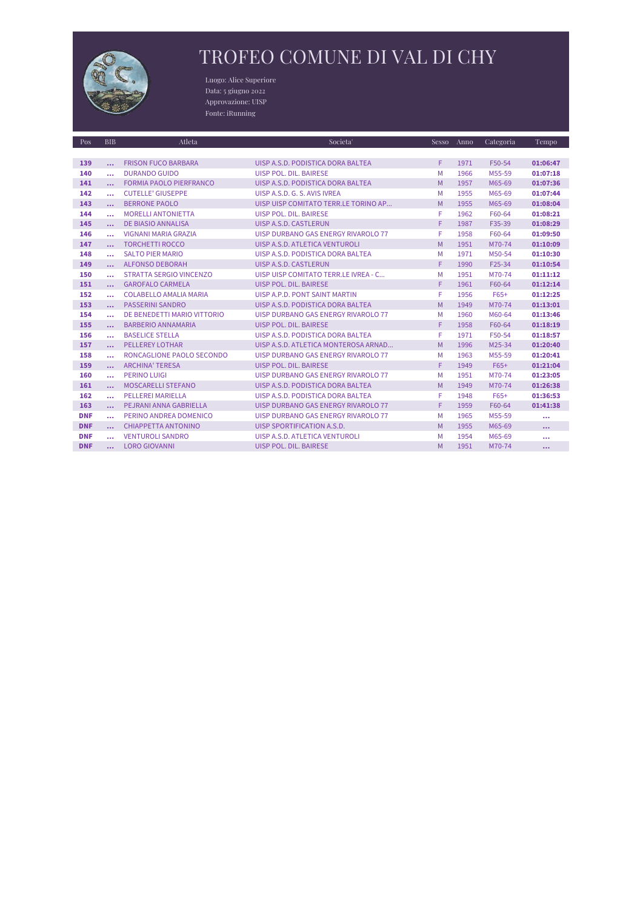# TROFEO COMUNE DI VAL DI CHY

Luogo: Alice Superiore
Data: 5 giugno 2022
Approvazione: UISP
Fonte: iRunning

| Pos | BIB | Atleta | Societa' | Sesso | Anno | Categoria | Tempo |
|---|---|---|---|---|---|---|---|
| **139** | ... | FRISON FUCO BARBARA | UISP A.S.D. PODISTICA DORA BALTEA | F | 1971 | F50-54 | **01:06:47** |
| **140** | ... | DURANDO GUIDO | UISP POL. DIL. BAIRESE | M | 1966 | M55-59 | **01:07:18** |
| **141** | ... | FORMIA PAOLO PIERFRANCO | UISP A.S.D. PODISTICA DORA BALTEA | M | 1957 | M65-69 | **01:07:36** |
| **142** | ... | CUTELLE' GIUSEPPE | UISP A.S.D. G. S. AVIS IVREA | M | 1955 | M65-69 | **01:07:44** |
| **143** | ... | BERRONE PAOLO | UISP UISP COMITATO TERR.LE TORINO AP... | M | 1955 | M65-69 | **01:08:04** |
| **144** | ... | MORELLI ANTONIETTA | UISP POL. DIL. BAIRESE | F | 1962 | F60-64 | **01:08:21** |
| **145** | ... | DE BIASIO ANNALISA | UISP A.S.D. CASTLERUN | F | 1987 | F35-39 | **01:08:29** |
| **146** | ... | VIGNANI MARIA GRAZIA | UISP DURBANO GAS ENERGY RIVAROLO 77 | F | 1958 | F60-64 | **01:09:50** |
| **147** | ... | TORCHETTI ROCCO | UISP A.S.D. ATLETICA VENTUROLI | M | 1951 | M70-74 | **01:10:09** |
| **148** | ... | SALTO PIER MARIO | UISP A.S.D. PODISTICA DORA BALTEA | M | 1971 | M50-54 | **01:10:30** |
| **149** | ... | ALFONSO DEBORAH | UISP A.S.D. CASTLERUN | F | 1990 | F25-34 | **01:10:54** |
| **150** | ... | STRATTA SERGIO VINCENZO | UISP UISP COMITATO TERR.LE IVREA - C... | M | 1951 | M70-74 | **01:11:12** |
| **151** | ... | GAROFALO CARMELA | UISP POL. DIL. BAIRESE | F | 1961 | F60-64 | **01:12:14** |
| **152** | ... | COLABELLO AMALIA MARIA | UISP A.P.D. PONT SAINT MARTIN | F | 1956 | F65+ | **01:12:25** |
| **153** | ... | PASSERINI SANDRO | UISP A.S.D. PODISTICA DORA BALTEA | M | 1949 | M70-74 | **01:13:01** |
| **154** | ... | DE BENEDETTI MARIO VITTORIO | UISP DURBANO GAS ENERGY RIVAROLO 77 | M | 1960 | M60-64 | **01:13:46** |
| **155** | ... | BARBERIO ANNAMARIA | UISP POL. DIL. BAIRESE | F | 1958 | F60-64 | **01:18:19** |
| **156** | ... | BASELICE STELLA | UISP A.S.D. PODISTICA DORA BALTEA | F | 1971 | F50-54 | **01:18:57** |
| **157** | ... | PELLEREY LOTHAR | UISP A.S.D. ATLETICA MONTEROSA ARNAD... | M | 1996 | M25-34 | **01:20:40** |
| **158** | ... | RONCAGLIONE PAOLO SECONDO | UISP DURBANO GAS ENERGY RIVAROLO 77 | M | 1963 | M55-59 | **01:20:41** |
| **159** | ... | ARCHINA' TERESA | UISP POL. DIL. BAIRESE | F | 1949 | F65+ | **01:21:04** |
| **160** | ... | PERINO LUIGI | UISP DURBANO GAS ENERGY RIVAROLO 77 | M | 1951 | M70-74 | **01:23:05** |
| **161** | ... | MOSCARELLI STEFANO | UISP A.S.D. PODISTICA DORA BALTEA | M | 1949 | M70-74 | **01:26:38** |
| **162** | ... | PELLEREI MARIELLA | UISP A.S.D. PODISTICA DORA BALTEA | F | 1948 | F65+ | **01:36:53** |
| **163** | ... | PEJRANI ANNA GABRIELLA | UISP DURBANO GAS ENERGY RIVAROLO 77 | F | 1959 | F60-64 | **01:41:38** |
| **DNF** | ... | PERINO ANDREA DOMENICO | UISP DURBANO GAS ENERGY RIVAROLO 77 | M | 1965 | M55-59 | **...** |
| **DNF** | ... | CHIAPPETTA ANTONINO | UISP SPORTIFICATION A.S.D. | M | 1955 | M65-69 | **...** |
| **DNF** | ... | VENTUROLI SANDRO | UISP A.S.D. ATLETICA VENTUROLI | M | 1954 | M65-69 | **...** |
| **DNF** | ... | LORO GIOVANNI | UISP POL. DIL. BAIRESE | M | 1951 | M70-74 | **...** |